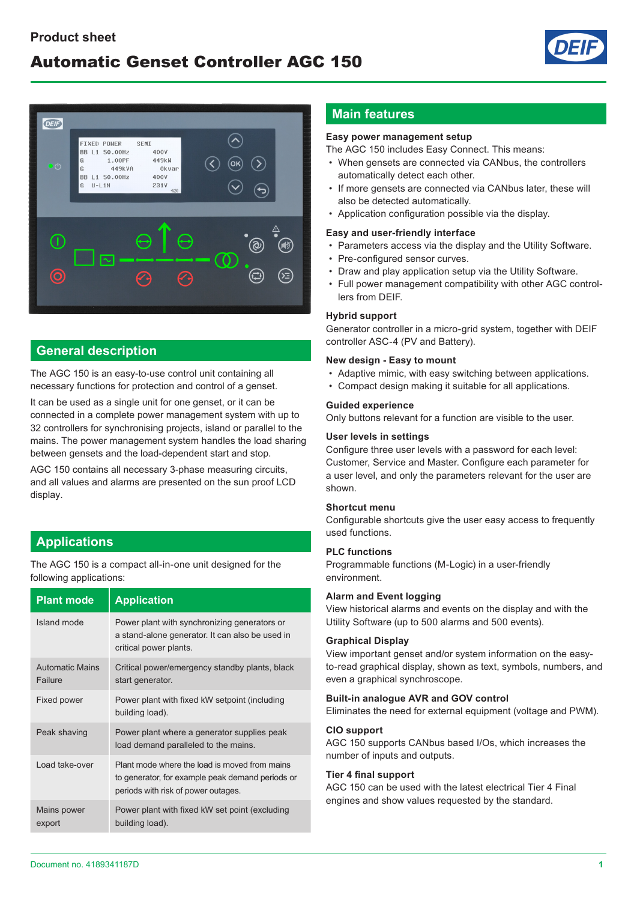Product sheet

# Automatic Genset Controller AGC 150

## General description

The AGC 150 is an easy-to-use control unit containing all necessary functions for protection and control of a genset.

It can be used as a single unit for one genset, or it can be connected in a complete power management system with up to 32 controllers for synchronising projects, island or parallel to the mains. The power management system handles the load sharing between gensets and the load-dependent start and stop.

AGC 150 contains all necessary 3-phase measuring circuits, and all values and alarms are presented on the sun proof LCD display.

## Applications

The AGC 150 is a compact all-in-one unit designed for the following applications:

| Plant mode | Application |
|---|---|
| Island mode | Power plant with synchronizing generators or a stand-alone generator. It can also be used in critical power plants. |
| Automatic Mains Failure | Critical power/emergency standby plants, black start generator. |
| Fixed power | Power plant with fixed kW setpoint (including building load). |
| Peak shaving | Power plant where a generator supplies peak load demand paralleled to the mains. |
| Load take-over | Plant mode where the load is moved from mains to generator, for example peak demand periods or periods with risk of power outages. |
| Mains power export | Power plant with fixed kW set point (excluding building load). |

## Main features

### Easy power management setup

The AGC 150 includes Easy Connect. This means:

- When gensets are connected via CANbus, the controllers automatically detect each other.
- If more gensets are connected via CANbus later, these will also be detected automatically.
- Application configuration possible via the display.

### Easy and user-friendly interface

- Parameters access via the display and the Utility Software.
- Pre-configured sensor curves.
- Draw and play application setup via the Utility Software.
- Full power management compatibility with other AGC controllers from DEIF.

### Hybrid support

Generator controller in a micro-grid system, together with DEIF controller ASC-4 (PV and Battery).

### New design - Easy to mount

- Adaptive mimic, with easy switching between applications.
- Compact design making it suitable for all applications.

### Guided experience

Only buttons relevant for a function are visible to the user.

### User levels in settings

Configure three user levels with a password for each level: Customer, Service and Master. Configure each parameter for a user level, and only the parameters relevant for the user are shown.

### Shortcut menu

Configurable shortcuts give the user easy access to frequently used functions.

### PLC functions

Programmable functions (M-Logic) in a user-friendly environment.

### Alarm and Event logging

View historical alarms and events on the display and with the Utility Software (up to 500 alarms and 500 events).

### Graphical Display

View important genset and/or system information on the easy-to-read graphical display, shown as text, symbols, numbers, and even a graphical synchroscope.

### Built-in analogue AVR and GOV control

Eliminates the need for external equipment (voltage and PWM).

### CIO support

AGC 150 supports CANbus based I/Os, which increases the number of inputs and outputs.

### Tier 4 final support

AGC 150 can be used with the latest electrical Tier 4 Final engines and show values requested by the standard.

Document no. 4189341187D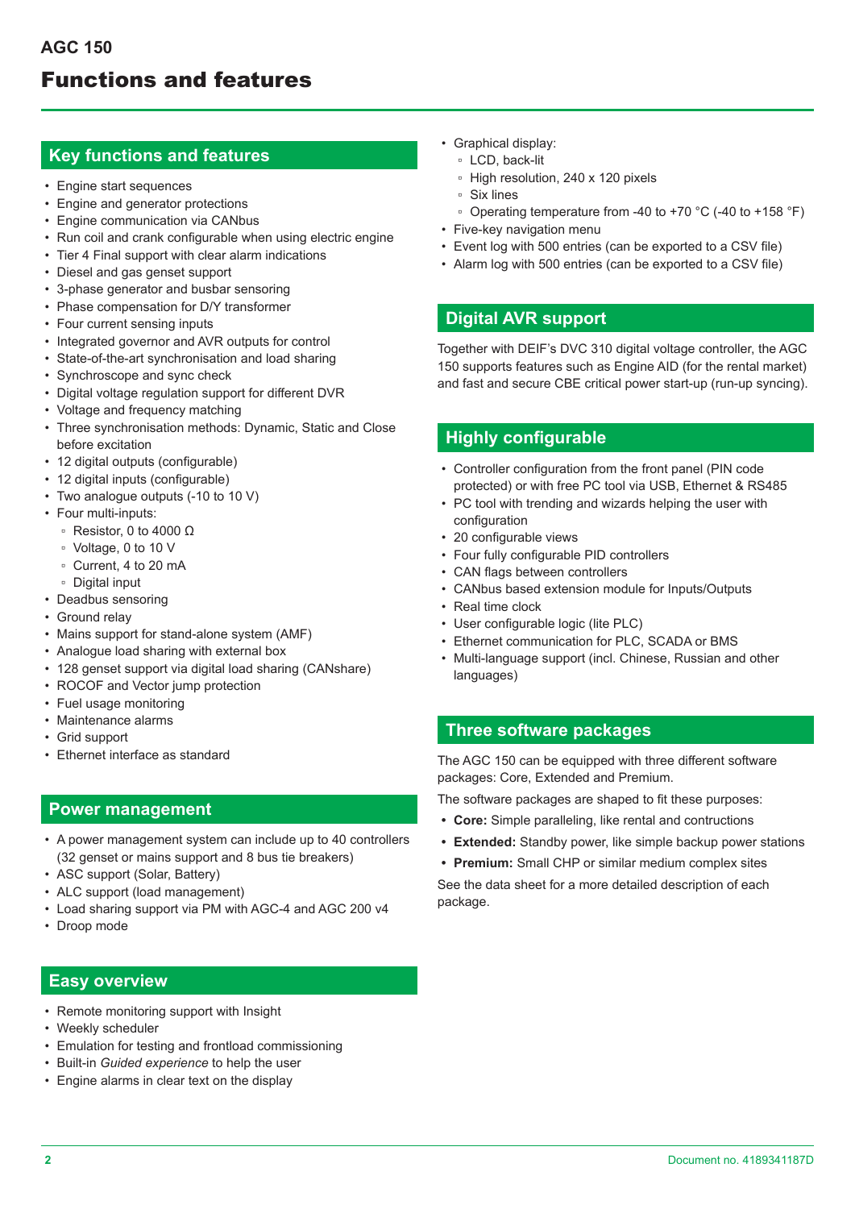# AGC 150

## Functions and features

### Key functions and features

- Engine start sequences
- Engine and generator protections
- Engine communication via CANbus
- Run coil and crank configurable when using electric engine
- Tier 4 Final support with clear alarm indications
- Diesel and gas genset support
- 3-phase generator and busbar sensoring
- Phase compensation for D/Y transformer
- Four current sensing inputs
- Integrated governor and AVR outputs for control
- State-of-the-art synchronisation and load sharing
- Synchroscope and sync check
- Digital voltage regulation support for different DVR
- Voltage and frequency matching
- Three synchronisation methods: Dynamic, Static and Close before excitation
- 12 digital outputs (configurable)
- 12 digital inputs (configurable)
- Two analogue outputs (-10 to 10 V)
- Four multi-inputs:
  - Resistor, 0 to 4000 Ω
  - Voltage, 0 to 10 V
  - Current, 4 to 20 mA
  - Digital input
- Deadbus sensoring
- Ground relay
- Mains support for stand-alone system (AMF)
- Analogue load sharing with external box
- 128 genset support via digital load sharing (CANshare)
- ROCOF and Vector jump protection
- Fuel usage monitoring
- Maintenance alarms
- Grid support
- Ethernet interface as standard

### Power management

- A power management system can include up to 40 controllers (32 genset or mains support and 8 bus tie breakers)
- ASC support (Solar, Battery)
- ALC support (load management)
- Load sharing support via PM with AGC-4 and AGC 200 v4
- Droop mode

### Easy overview

- Remote monitoring support with Insight
- Weekly scheduler
- Emulation for testing and frontload commissioning
- Built-in *Guided experience* to help the user
- Engine alarms in clear text on the display
- Graphical display:
  - LCD, back-lit
  - High resolution, 240 x 120 pixels
  - Six lines
  - Operating temperature from -40 to +70 °C (-40 to +158 °F)
- Five-key navigation menu
- Event log with 500 entries (can be exported to a CSV file)
- Alarm log with 500 entries (can be exported to a CSV file)

### Digital AVR support

Together with DEIF's DVC 310 digital voltage controller, the AGC 150 supports features such as Engine AID (for the rental market) and fast and secure CBE critical power start-up (run-up syncing).

### Highly configurable

- Controller configuration from the front panel (PIN code protected) or with free PC tool via USB, Ethernet & RS485
- PC tool with trending and wizards helping the user with configuration
- 20 configurable views
- Four fully configurable PID controllers
- CAN flags between controllers
- CANbus based extension module for Inputs/Outputs
- Real time clock
- User configurable logic (lite PLC)
- Ethernet communication for PLC, SCADA or BMS
- Multi-language support (incl. Chinese, Russian and other languages)

### Three software packages

The AGC 150 can be equipped with three different software packages: Core, Extended and Premium.

The software packages are shaped to fit these purposes:

- **Core:** Simple paralleling, like rental and contructions
- **Extended:** Standby power, like simple backup power stations
- **Premium:** Small CHP or similar medium complex sites

See the data sheet for a more detailed description of each package.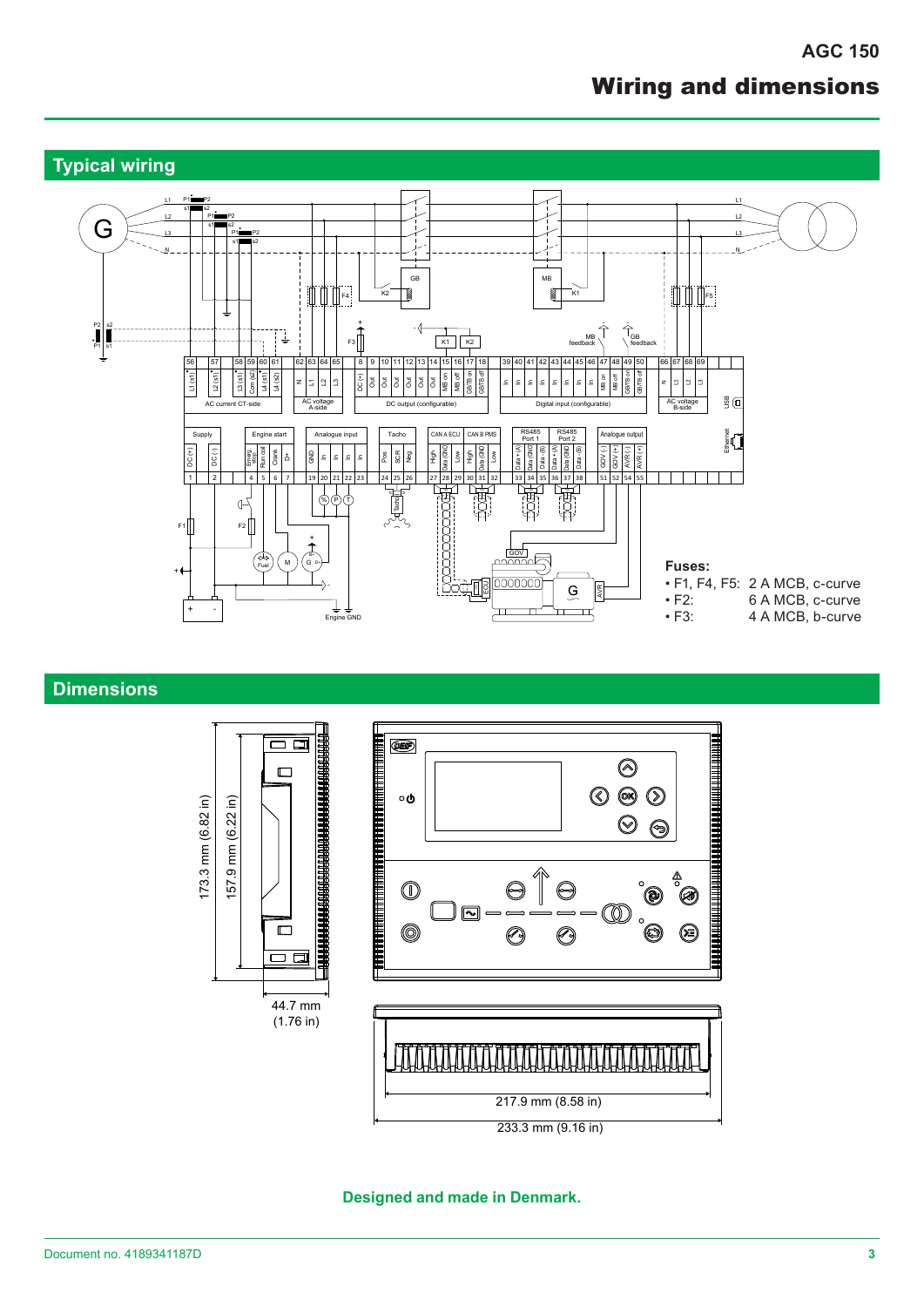# Wiring and dimensions

## Typical wiring

**Fuses:**

- F1, F4, F5: 2 A MCB, c-curve
- F2: 6 A MCB, c-curve
- F3: 4 A MCB, b-curve

## Dimensions

173.3 mm (6.82 in)

157.9 mm (6.22 in)

44.7 mm (1.76 in)

217.9 mm (8.58 in)

233.3 mm (9.16 in)

**Designed and made in Denmark.**

Document no. 4189341187D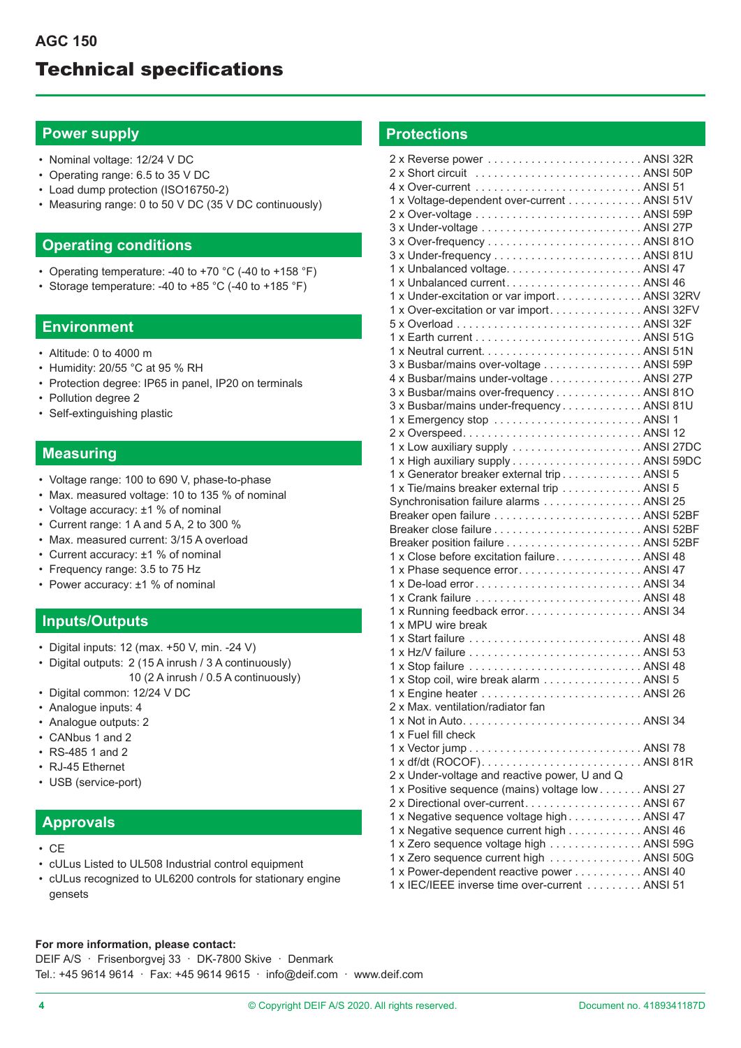AGC 150

# Technical specifications

## Power supply

- Nominal voltage: 12/24 V DC
- Operating range: 6.5 to 35 V DC
- Load dump protection (ISO16750-2)
- Measuring range: 0 to 50 V DC (35 V DC continuously)

## Operating conditions

- Operating temperature: -40 to +70 °C (-40 to +158 °F)
- Storage temperature: -40 to +85 °C (-40 to +185 °F)

## Environment

- Altitude: 0 to 4000 m
- Humidity: 20/55 °C at 95 % RH
- Protection degree: IP65 in panel, IP20 on terminals
- Pollution degree 2
- Self-extinguishing plastic

## Measuring

- Voltage range: 100 to 690 V, phase-to-phase
- Max. measured voltage: 10 to 135 % of nominal
- Voltage accuracy: ±1 % of nominal
- Current range: 1 A and 5 A, 2 to 300 %
- Max. measured current: 3/15 A overload
- Current accuracy: ±1 % of nominal
- Frequency range: 3.5 to 75 Hz
- Power accuracy: ±1 % of nominal

## Inputs/Outputs

- Digital inputs: 12 (max. +50 V, min. -24 V)
- Digital outputs: 2 (15 A inrush / 3 A continuously)
  10 (2 A inrush / 0.5 A continuously)
- Digital common: 12/24 V DC
- Analogue inputs: 4
- Analogue outputs: 2
- CANbus 1 and 2
- RS-485 1 and 2
- RJ-45 Ethernet
- USB (service-port)

## Approvals

- CE
- cULus Listed to UL508 Industrial control equipment
- cULus recognized to UL6200 controls for stationary engine gensets

## Protections

| | |
|---|---|
| 2 x Reverse power | ANSI 32R |
| 2 x Short circuit | ANSI 50P |
| 4 x Over-current | ANSI 51 |
| 1 x Voltage-dependent over-current | ANSI 51V |
| 2 x Over-voltage | ANSI 59P |
| 3 x Under-voltage | ANSI 27P |
| 3 x Over-frequency | ANSI 81O |
| 3 x Under-frequency | ANSI 81U |
| 1 x Unbalanced voltage | ANSI 47 |
| 1 x Unbalanced current | ANSI 46 |
| 1 x Under-excitation or var import | ANSI 32RV |
| 1 x Over-excitation or var import | ANSI 32FV |
| 5 x Overload | ANSI 32F |
| 1 x Earth current | ANSI 51G |
| 1 x Neutral current | ANSI 51N |
| 3 x Busbar/mains over-voltage | ANSI 59P |
| 4 x Busbar/mains under-voltage | ANSI 27P |
| 3 x Busbar/mains over-frequency | ANSI 81O |
| 3 x Busbar/mains under-frequency | ANSI 81U |
| 1 x Emergency stop | ANSI 1 |
| 2 x Overspeed | ANSI 12 |
| 1 x Low auxiliary supply | ANSI 27DC |
| 1 x High auxiliary supply | ANSI 59DC |
| 1 x Generator breaker external trip | ANSI 5 |
| 1 x Tie/mains breaker external trip | ANSI 5 |
| Synchronisation failure alarms | ANSI 25 |
| Breaker open failure | ANSI 52BF |
| Breaker close failure | ANSI 52BF |
| Breaker position failure | ANSI 52BF |
| 1 x Close before excitation failure | ANSI 48 |
| 1 x Phase sequence error | ANSI 47 |
| 1 x De-load error | ANSI 34 |
| 1 x Crank failure | ANSI 48 |
| 1 x Running feedback error | ANSI 34 |
| 1 x MPU wire break | |
| 1 x Start failure | ANSI 48 |
| 1 x Hz/V failure | ANSI 53 |
| 1 x Stop failure | ANSI 48 |
| 1 x Stop coil, wire break alarm | ANSI 5 |
| 1 x Engine heater | ANSI 26 |
| 2 x Max. ventilation/radiator fan | |
| 1 x Not in Auto | ANSI 34 |
| 1 x Fuel fill check | |
| 1 x Vector jump | ANSI 78 |
| 1 x df/dt (ROCOF) | ANSI 81R |
| 2 x Under-voltage and reactive power, U and Q | |
| 1 x Positive sequence (mains) voltage low | ANSI 27 |
| 2 x Directional over-current | ANSI 67 |
| 1 x Negative sequence voltage high | ANSI 47 |
| 1 x Negative sequence current high | ANSI 46 |
| 1 x Zero sequence voltage high | ANSI 59G |
| 1 x Zero sequence current high | ANSI 50G |
| 1 x Power-dependent reactive power | ANSI 40 |
| 1 x IEC/IEEE inverse time over-current | ANSI 51 |

**For more information, please contact:**

DEIF A/S · Frisenborgvej 33 · DK-7800 Skive · Denmark

Tel.: +45 9614 9614 · Fax: +45 9614 9615 · info@deif.com · www.deif.com

© Copyright DEIF A/S 2020. All rights reserved. Document no. 4189341187D